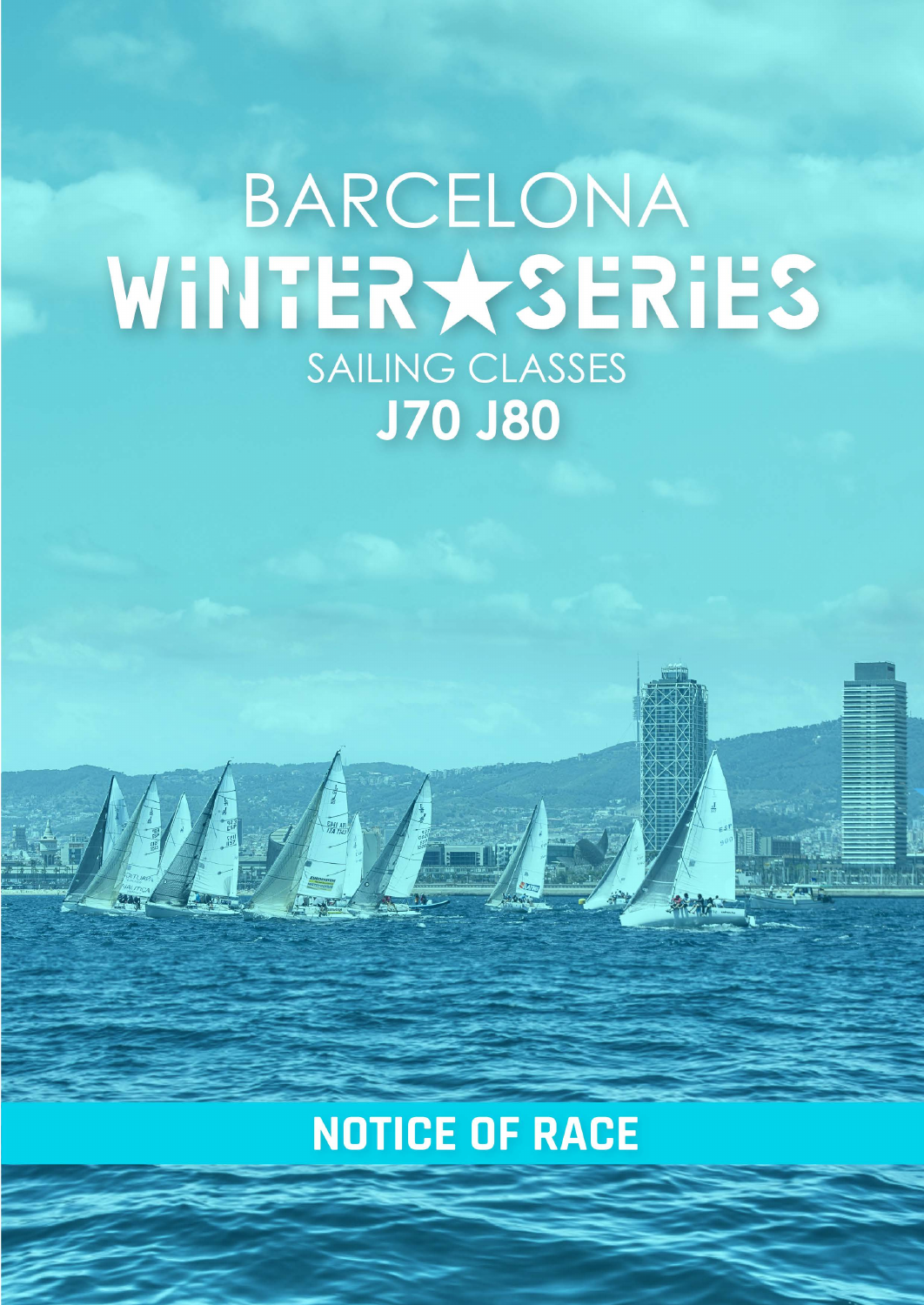# BARCELONA WINTER★SERIES

SAILING CLASSES

**J70 J80**

## NOTICE OF RACE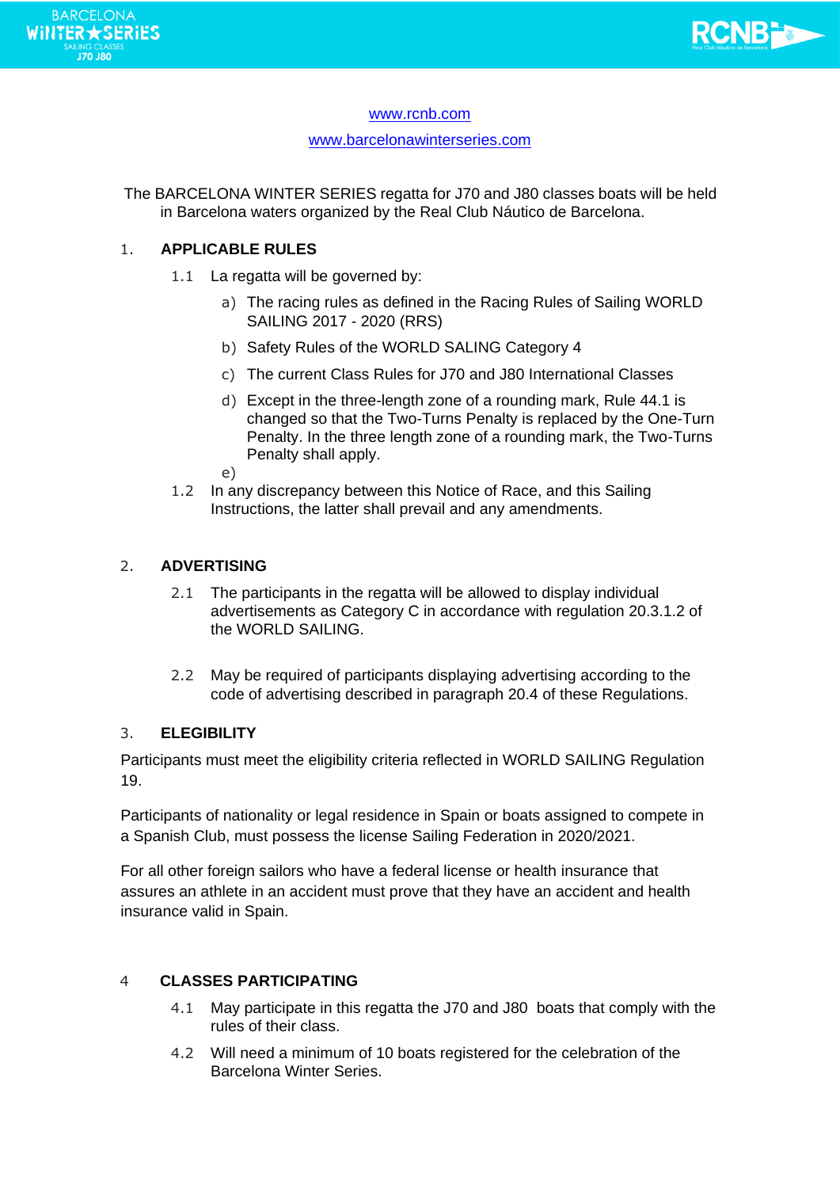www.rcnb.com

www.barcelonawinterseries.com

The BARCELONA WINTER SERIES regatta for J70 and J80 classes boats will be held in Barcelona waters organized by the Real Club Náutico de Barcelona.

## 1. APPLICABLE RULES

1.1 La regatta will be governed by:

a) The racing rules as defined in the Racing Rules of Sailing WORLD SAILING 2017 - 2020 (RRS)

b) Safety Rules of the WORLD SALING Category 4

c) The current Class Rules for J70 and J80 International Classes

d) Except in the three-length zone of a rounding mark, Rule 44.1 is changed so that the Two-Turns Penalty is replaced by the One-Turn Penalty. In the three length zone of a rounding mark, the Two-Turns Penalty shall apply.

e)

1.2 In any discrepancy between this Notice of Race, and this Sailing Instructions, the latter shall prevail and any amendments.

## 2. ADVERTISING

2.1 The participants in the regatta will be allowed to display individual advertisements as Category C in accordance with regulation 20.3.1.2 of the WORLD SAILING.

2.2 May be required of participants displaying advertising according to the code of advertising described in paragraph 20.4 of these Regulations.

## 3. ELEGIBILITY

Participants must meet the eligibility criteria reflected in WORLD SAILING Regulation 19.

Participants of nationality or legal residence in Spain or boats assigned to compete in a Spanish Club, must possess the license Sailing Federation in 2020/2021.

For all other foreign sailors who have a federal license or health insurance that assures an athlete in an accident must prove that they have an accident and health insurance valid in Spain.

## 4 CLASSES PARTICIPATING

4.1 May participate in this regatta the J70 and J80 boats that comply with the rules of their class.

4.2 Will need a minimum of 10 boats registered for the celebration of the Barcelona Winter Series.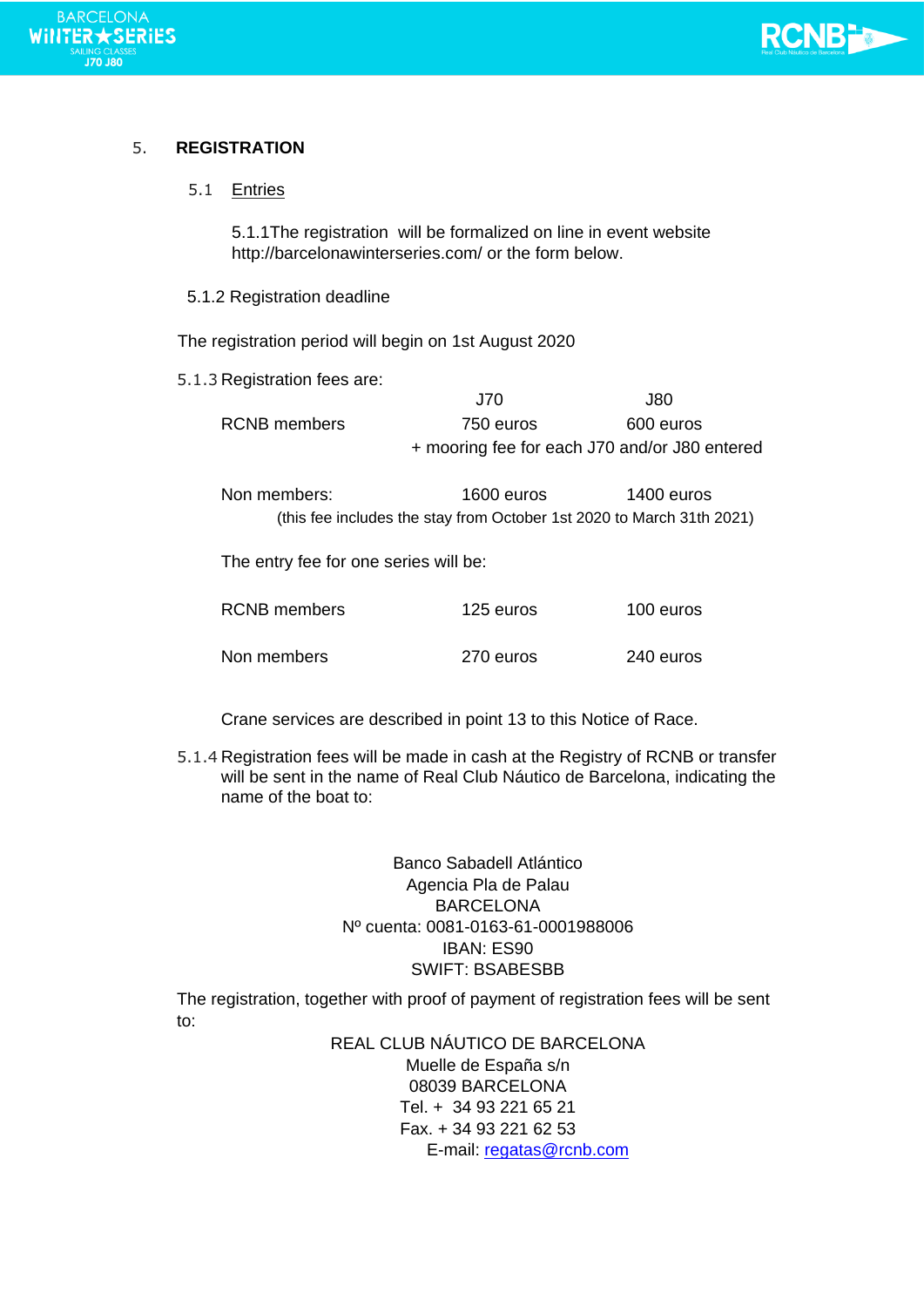## 5. REGISTRATION

### 5.1 Entries

5.1.1The registration will be formalized on line in event website http://barcelonawinterseries.com/ or the form below.

5.1.2 Registration deadline

The registration period will begin on 1st August 2020

5.1.3 Registration fees are:

| | J70 | J80 |
|---|---|---|
| RCNB members | 750 euros | 600 euros |
| | + mooring fee for each J70 and/or J80 entered | |
| Non members: | 1600 euros | 1400 euros |

(this fee includes the stay from October 1st 2020 to March 31th 2021)

The entry fee for one series will be:

| | | |
|---|---|---|
| RCNB members | 125 euros | 100 euros |
| Non members | 270 euros | 240 euros |

Crane services are described in point 13 to this Notice of Race.

5.1.4 Registration fees will be made in cash at the Registry of RCNB or transfer will be sent in the name of Real Club Náutico de Barcelona, indicating the name of the boat to:

Banco Sabadell Atlántico
Agencia Pla de Palau
BARCELONA
Nº cuenta: 0081-0163-61-0001988006
IBAN: ES90
SWIFT: BSABESBB

The registration, together with proof of payment of registration fees will be sent to:

REAL CLUB NÁUTICO DE BARCELONA
Muelle de España s/n
08039 BARCELONA
Tel. + 34 93 221 65 21
Fax. + 34 93 221 62 53
E-mail: regatas@rcnb.com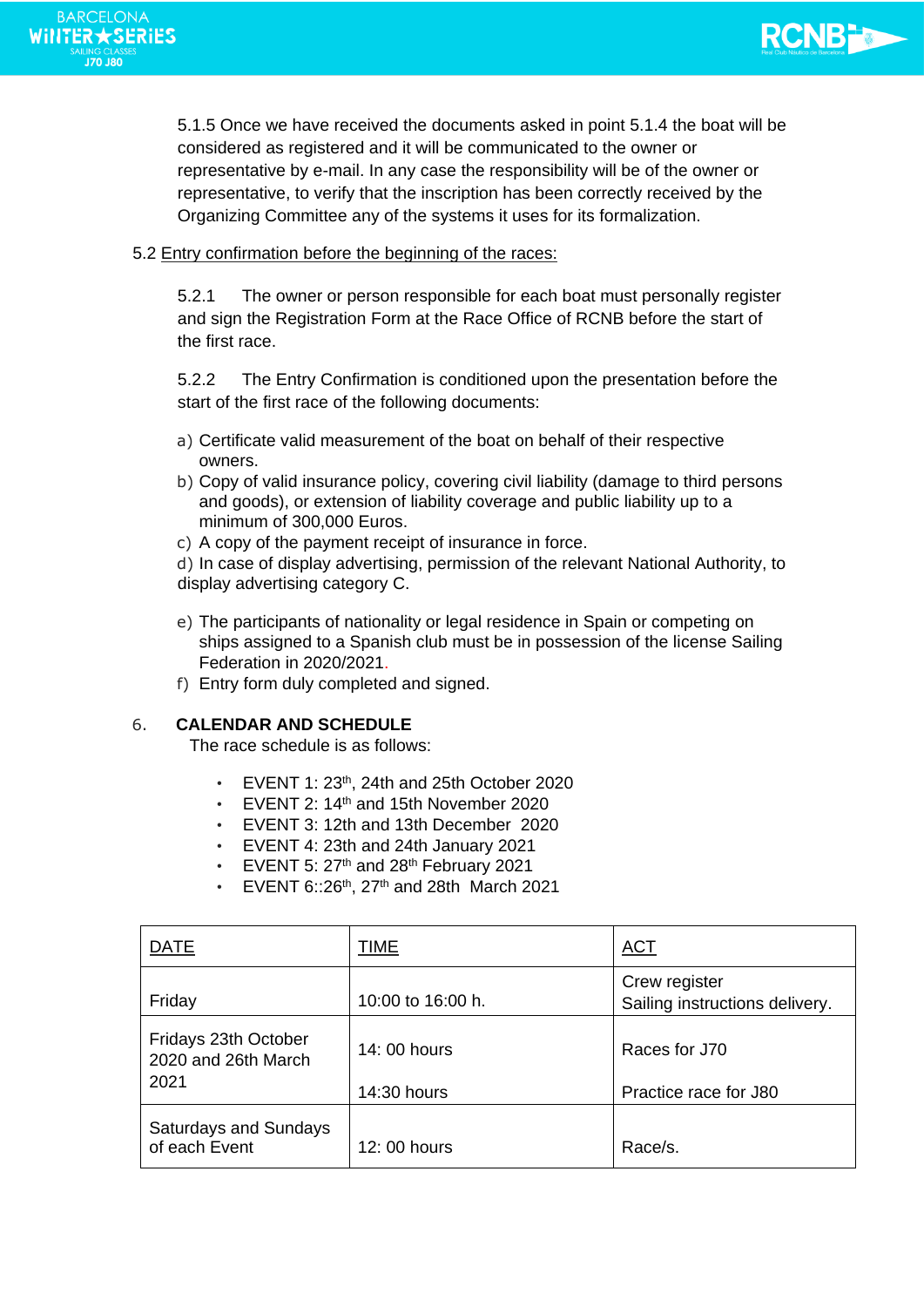5.1.5 Once we have received the documents asked in point 5.1.4 the boat will be considered as registered and it will be communicated to the owner or representative by e-mail. In any case the responsibility will be of the owner or representative, to verify that the inscription has been correctly received by the Organizing Committee any of the systems it uses for its formalization.

5.2 Entry confirmation before the beginning of the races:

5.2.1 The owner or person responsible for each boat must personally register and sign the Registration Form at the Race Office of RCNB before the start of the first race.

5.2.2 The Entry Confirmation is conditioned upon the presentation before the start of the first race of the following documents:

a) Certificate valid measurement of the boat on behalf of their respective owners.
b) Copy of valid insurance policy, covering civil liability (damage to third persons and goods), or extension of liability coverage and public liability up to a minimum of 300,000 Euros.
c) A copy of the payment receipt of insurance in force.
d) In case of display advertising, permission of the relevant National Authority, to display advertising category C.

e) The participants of nationality or legal residence in Spain or competing on ships assigned to a Spanish club must be in possession of the license Sailing Federation in 2020/2021.
f) Entry form duly completed and signed.

## 6. CALENDAR AND SCHEDULE

The race schedule is as follows:

- EVENT 1: 23th, 24th and 25th October 2020
- EVENT 2: 14th and 15th November 2020
- EVENT 3: 12th and 13th December 2020
- EVENT 4: 23th and 24th January 2021
- EVENT 5: 27th and 28th February 2021
- EVENT 6::26th, 27th and 28th March 2021

| DATE | TIME | ACT |
|---|---|---|
| Friday | 10:00 to 16:00 h. | Crew register<br>Sailing instructions delivery. |
| Fridays 23th October 2020 and 26th March 2021 | 14: 00 hours<br><br>14:30 hours | Races for J70<br><br>Practice race for J80 |
| Saturdays and Sundays of each Event | 12: 00 hours | Race/s. |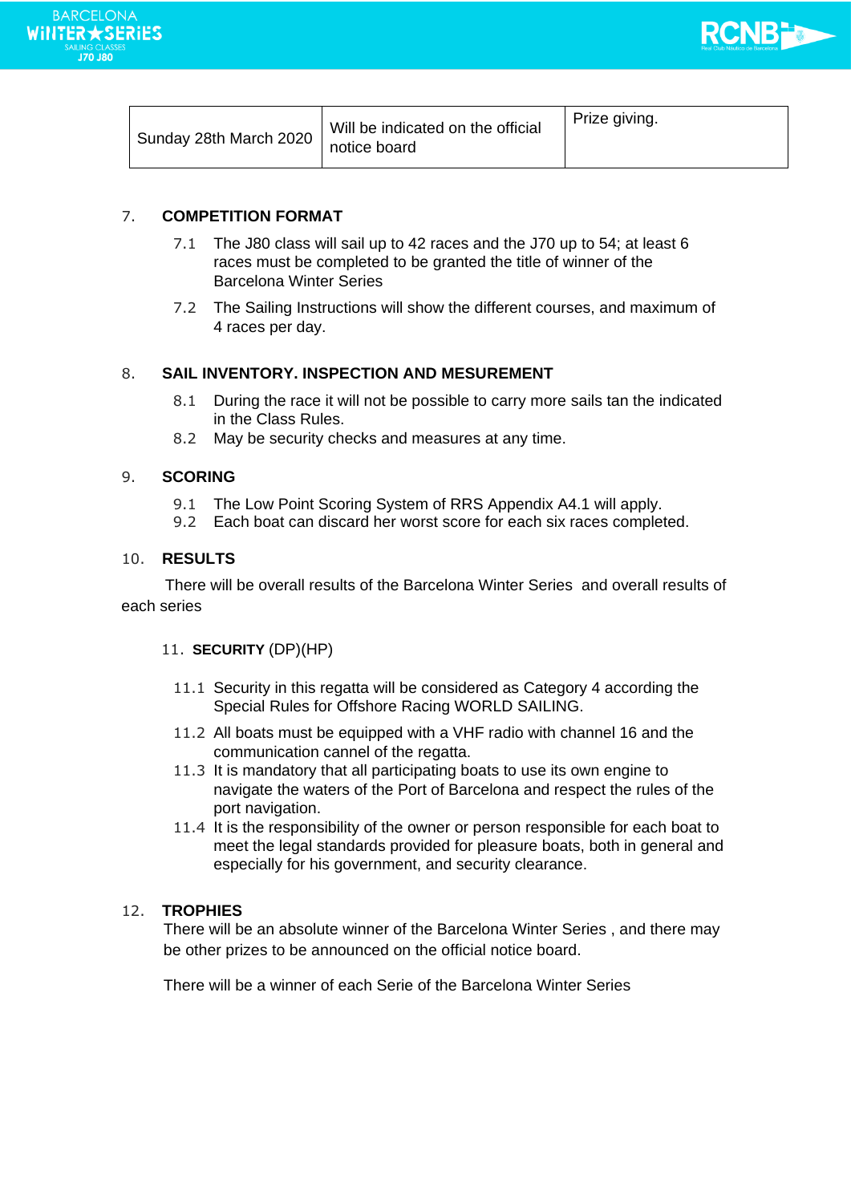| Sunday 28th March 2020 | Will be indicated on the official notice board | Prize giving. |
|---|---|---|

## 7. COMPETITION FORMAT

7.1 The J80 class will sail up to 42 races and the J70 up to 54; at least 6 races must be completed to be granted the title of winner of the Barcelona Winter Series

7.2 The Sailing Instructions will show the different courses, and maximum of 4 races per day.

## 8. SAIL INVENTORY. INSPECTION AND MESUREMENT

8.1 During the race it will not be possible to carry more sails tan the indicated in the Class Rules.

8.2 May be security checks and measures at any time.

## 9. SCORING

9.1 The Low Point Scoring System of RRS Appendix A4.1 will apply.

9.2 Each boat can discard her worst score for each six races completed.

## 10. RESULTS

There will be overall results of the Barcelona Winter Series and overall results of each series

## 11. SECURITY (DP)(HP)

11.1 Security in this regatta will be considered as Category 4 according the Special Rules for Offshore Racing WORLD SAILING.

11.2 All boats must be equipped with a VHF radio with channel 16 and the communication cannel of the regatta.

11.3 It is mandatory that all participating boats to use its own engine to navigate the waters of the Port of Barcelona and respect the rules of the port navigation.

11.4 It is the responsibility of the owner or person responsible for each boat to meet the legal standards provided for pleasure boats, both in general and especially for his government, and security clearance.

## 12. TROPHIES

There will be an absolute winner of the Barcelona Winter Series , and there may be other prizes to be announced on the official notice board.

There will be a winner of each Serie of the Barcelona Winter Series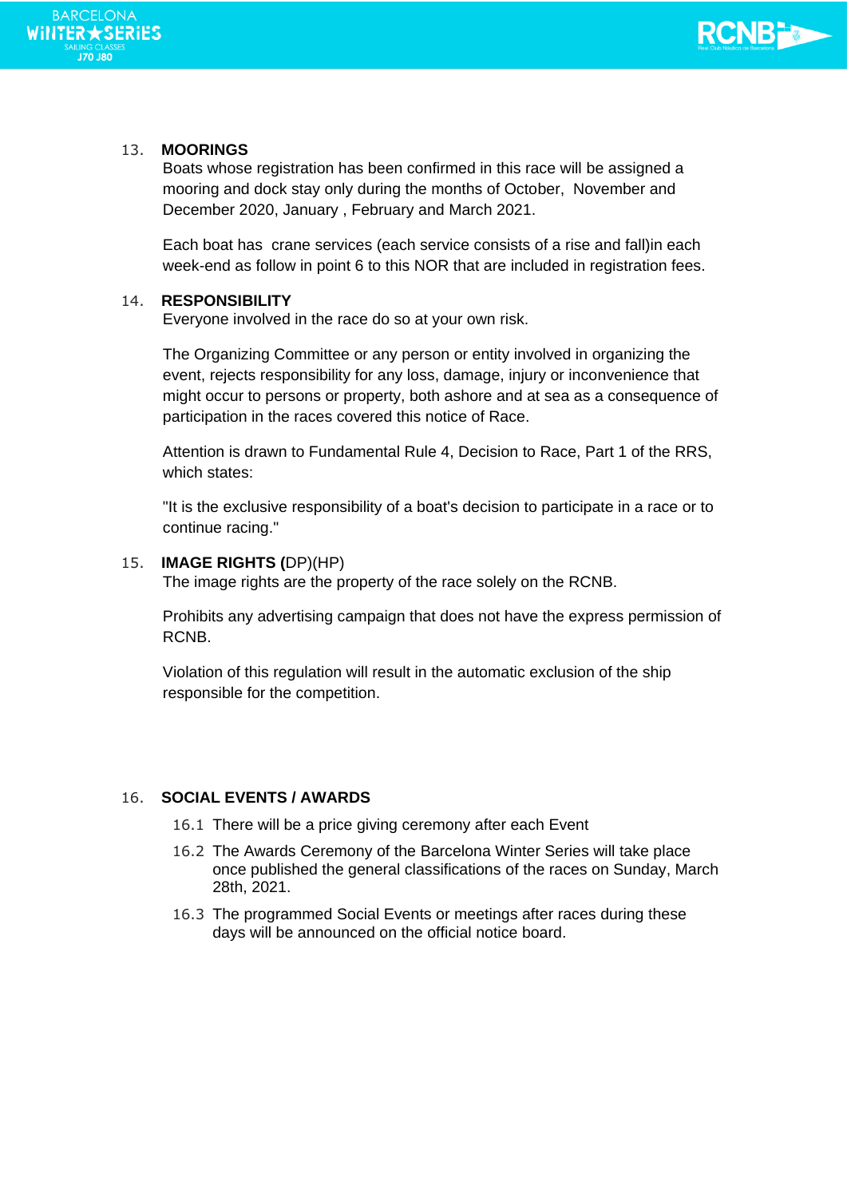## 13. MOORINGS

Boats whose registration has been confirmed in this race will be assigned a mooring and dock stay only during the months of October, November and December 2020, January , February and March 2021.

Each boat has crane services (each service consists of a rise and fall)in each week-end as follow in point 6 to this NOR that are included in registration fees.

## 14. RESPONSIBILITY

Everyone involved in the race do so at your own risk.

The Organizing Committee or any person or entity involved in organizing the event, rejects responsibility for any loss, damage, injury or inconvenience that might occur to persons or property, both ashore and at sea as a consequence of participation in the races covered this notice of Race.

Attention is drawn to Fundamental Rule 4, Decision to Race, Part 1 of the RRS, which states:

"It is the exclusive responsibility of a boat's decision to participate in a race or to continue racing."

## 15. IMAGE RIGHTS (DP)(HP)

The image rights are the property of the race solely on the RCNB.

Prohibits any advertising campaign that does not have the express permission of RCNB.

Violation of this regulation will result in the automatic exclusion of the ship responsible for the competition.

## 16. SOCIAL EVENTS / AWARDS

16.1 There will be a price giving ceremony after each Event

16.2 The Awards Ceremony of the Barcelona Winter Series will take place once published the general classifications of the races on Sunday, March 28th, 2021.

16.3 The programmed Social Events or meetings after races during these days will be announced on the official notice board.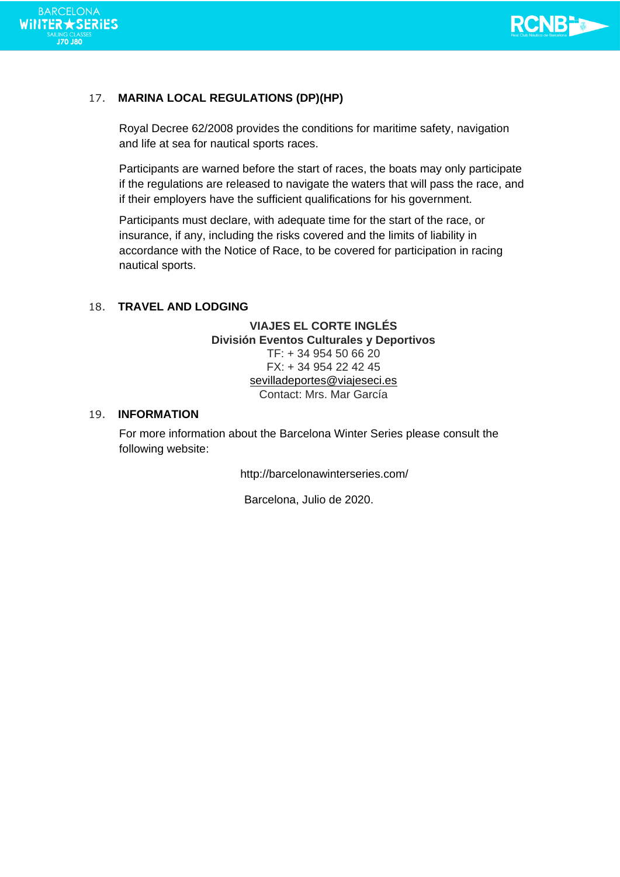## 17. MARINA LOCAL REGULATIONS (DP)(HP)

Royal Decree 62/2008 provides the conditions for maritime safety, navigation and life at sea for nautical sports races.

Participants are warned before the start of races, the boats may only participate if the regulations are released to navigate the waters that will pass the race, and if their employers have the sufficient qualifications for his government.

Participants must declare, with adequate time for the start of the race, or insurance, if any, including the risks covered and the limits of liability in accordance with the Notice of Race, to be covered for participation in racing nautical sports.

## 18. TRAVEL AND LODGING

**VIAJES EL CORTE INGLÉS**
**División Eventos Culturales y Deportivos**
TF: + 34 954 50 66 20
FX: + 34 954 22 42 45
sevilladeportes@viajeseci.es
Contact: Mrs. Mar García

## 19. INFORMATION

For more information about the Barcelona Winter Series please consult the following website:

http://barcelonawinterseries.com/

Barcelona, Julio de 2020.